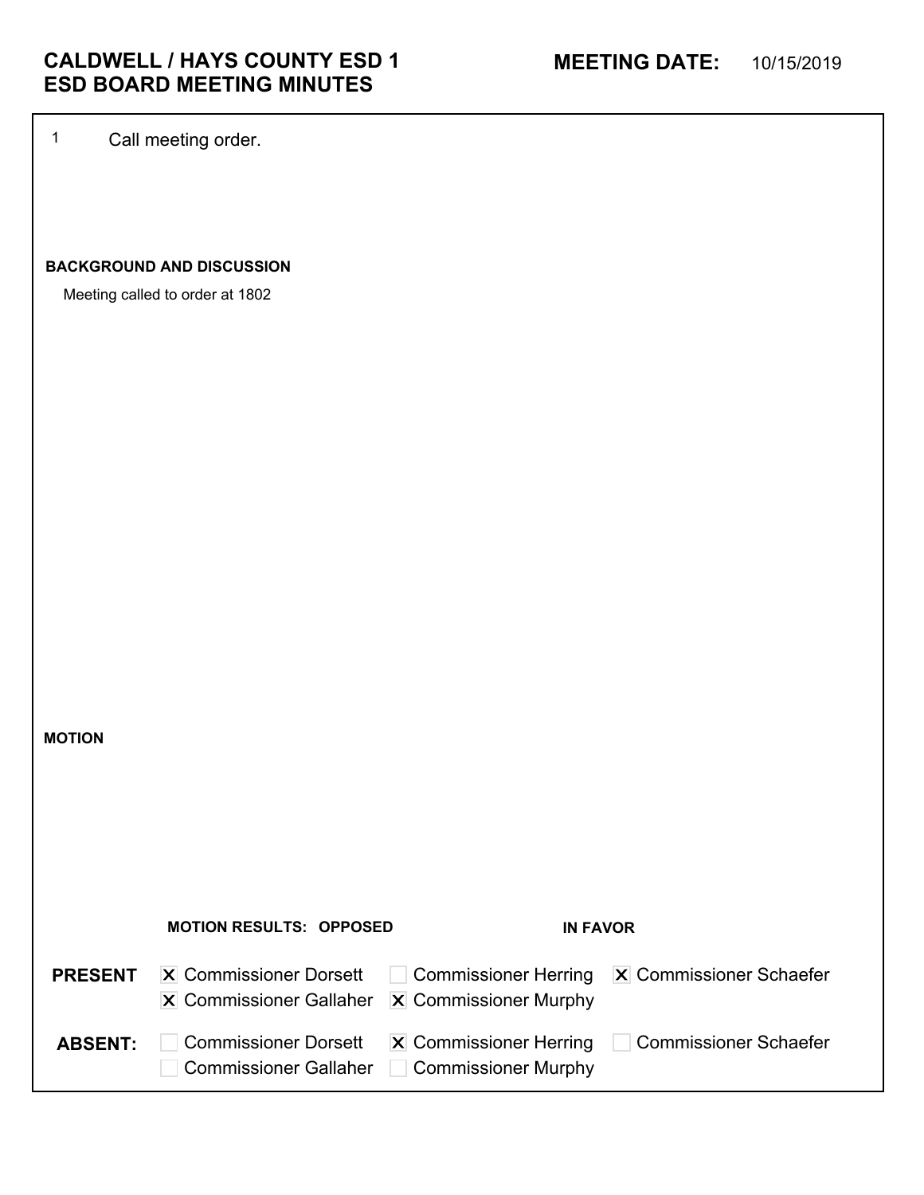# CALDWELL / HAYS COUNTY ESD 1
# ESD BOARD MEETING MINUTES

**MEETING DATE:** 10/15/2019

1 Call meeting order.

**BACKGROUND AND DISCUSSION**

Meeting called to order at 1802

**MOTION**

**MOTION RESULTS: OPPOSED** **IN FAVOR**

| | | | |
|---|---|---|---|
| **PRESENT** | [x] Commissioner Dorsett | [ ] Commissioner Herring | [x] Commissioner Schaefer |
| | [x] Commissioner Gallaher | [x] Commissioner Murphy | |
| **ABSENT:** | [ ] Commissioner Dorsett | [x] Commissioner Herring | [ ] Commissioner Schaefer |
| | [ ] Commissioner Gallaher | [ ] Commissioner Murphy | |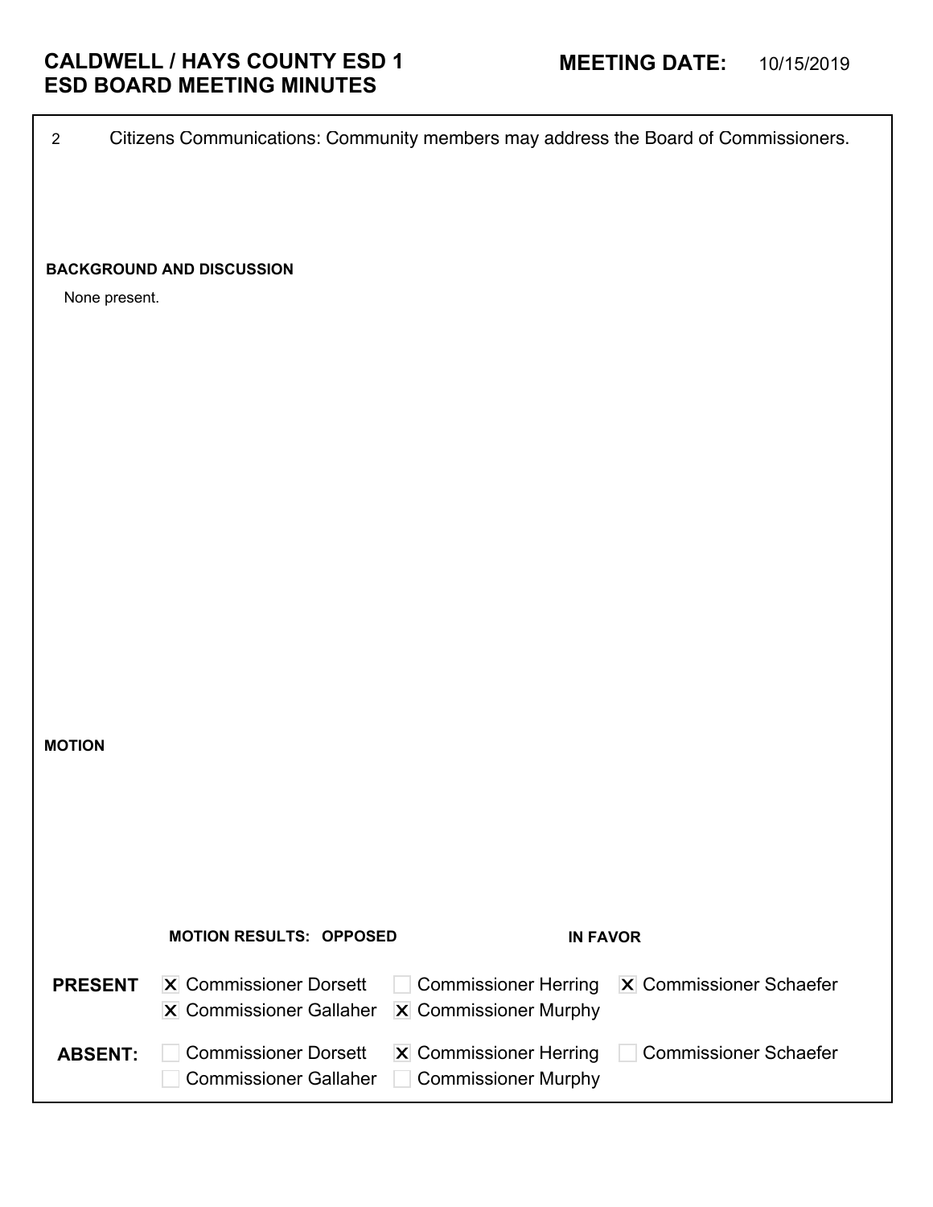# CALDWELL / HAYS COUNTY ESD 1
# ESD BOARD MEETING MINUTES

**MEETING DATE:** 10/15/2019

2 Citizens Communications: Community members may address the Board of Commissioners.

**BACKGROUND AND DISCUSSION**

None present.

**MOTION**

**MOTION RESULTS: OPPOSED** **IN FAVOR**

**PRESENT**

- [x] Commissioner Dorsett
- [x] Commissioner Gallaher
- [ ] Commissioner Herring
- [x] Commissioner Murphy
- [x] Commissioner Schaefer

**ABSENT:**

- [ ] Commissioner Dorsett
- [ ] Commissioner Gallaher
- [x] Commissioner Herring
- [ ] Commissioner Murphy
- [ ] Commissioner Schaefer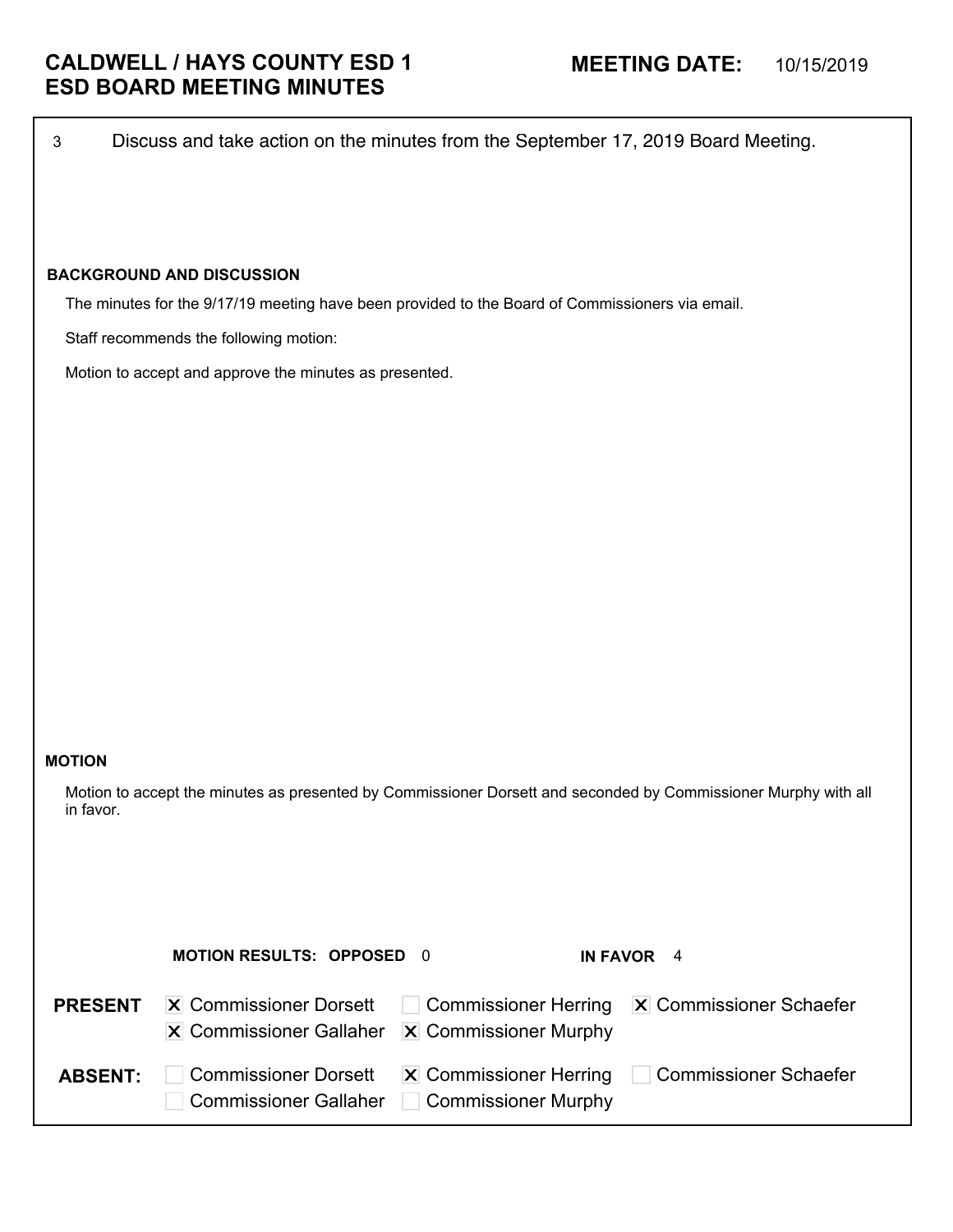# CALDWELL / HAYS COUNTY ESD 1
# ESD BOARD MEETING MINUTES

**MEETING DATE:** 10/15/2019

3 Discuss and take action on the minutes from the September 17, 2019 Board Meeting.

**BACKGROUND AND DISCUSSION**

The minutes for the 9/17/19 meeting have been provided to the Board of Commissioners via email.

Staff recommends the following motion:

Motion to accept and approve the minutes as presented.

**MOTION**

Motion to accept the minutes as presented by Commissioner Dorsett and seconded by Commissioner Murphy with all in favor.

**MOTION RESULTS: OPPOSED** 0 **IN FAVOR** 4

**PRESENT**
- [x] Commissioner Dorsett
- [ ] Commissioner Herring
- [x] Commissioner Schaefer
- [x] Commissioner Gallaher
- [x] Commissioner Murphy

**ABSENT:**
- [ ] Commissioner Dorsett
- [x] Commissioner Herring
- [ ] Commissioner Schaefer
- [ ] Commissioner Gallaher
- [ ] Commissioner Murphy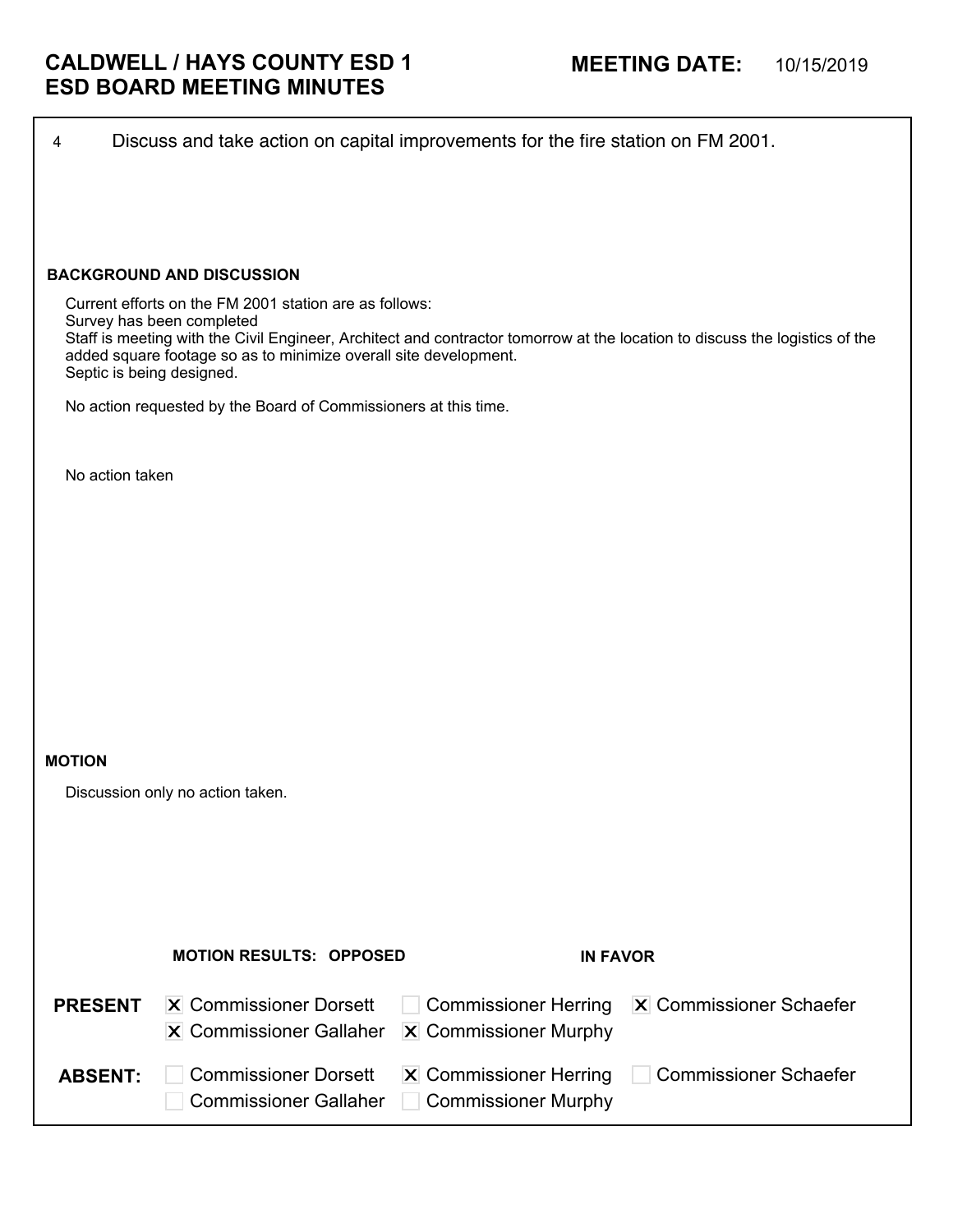# CALDWELL / HAYS COUNTY ESD 1
# ESD BOARD MEETING MINUTES

**MEETING DATE:** 10/15/2019

4 Discuss and take action on capital improvements for the fire station on FM 2001.

**BACKGROUND AND DISCUSSION**

Current efforts on the FM 2001 station are as follows:
Survey has been completed
Staff is meeting with the Civil Engineer, Architect and contractor tomorrow at the location to discuss the logistics of the added square footage so as to minimize overall site development.
Septic is being designed.

No action requested by the Board of Commissioners at this time.

No action taken

**MOTION**

Discussion only no action taken.

**MOTION RESULTS: OPPOSED** **IN FAVOR**

| | | | |
|---|---|---|---|
| **PRESENT** | [X] Commissioner Dorsett | [ ] Commissioner Herring | [X] Commissioner Schaefer |
| | [X] Commissioner Gallaher | [X] Commissioner Murphy | |
| **ABSENT:** | [ ] Commissioner Dorsett | [X] Commissioner Herring | [ ] Commissioner Schaefer |
| | [ ] Commissioner Gallaher | [ ] Commissioner Murphy | |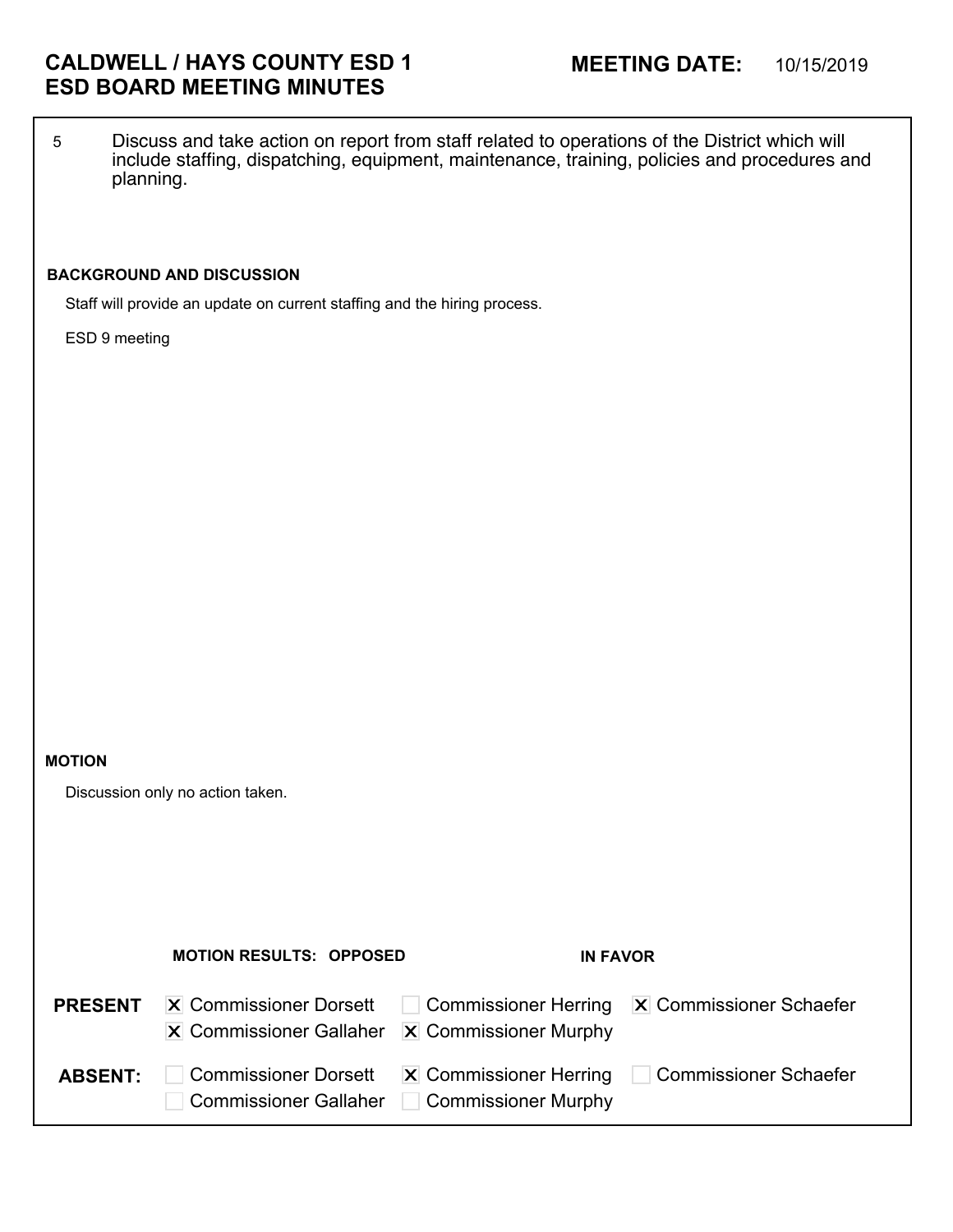# CALDWELL / HAYS COUNTY ESD 1
# ESD BOARD MEETING MINUTES

**MEETING DATE:** 10/15/2019

5 Discuss and take action on report from staff related to operations of the District which will include staffing, dispatching, equipment, maintenance, training, policies and procedures and planning.

**BACKGROUND AND DISCUSSION**

Staff will provide an update on current staffing and the hiring process.

ESD 9 meeting

**MOTION**

Discussion only no action taken.

**MOTION RESULTS: OPPOSED** **IN FAVOR**

**PRESENT**
- [x] Commissioner Dorsett
- [x] Commissioner Gallaher
- [ ] Commissioner Herring
- [x] Commissioner Murphy
- [x] Commissioner Schaefer

**ABSENT:**
- [ ] Commissioner Dorsett
- [ ] Commissioner Gallaher
- [x] Commissioner Herring
- [ ] Commissioner Murphy
- [ ] Commissioner Schaefer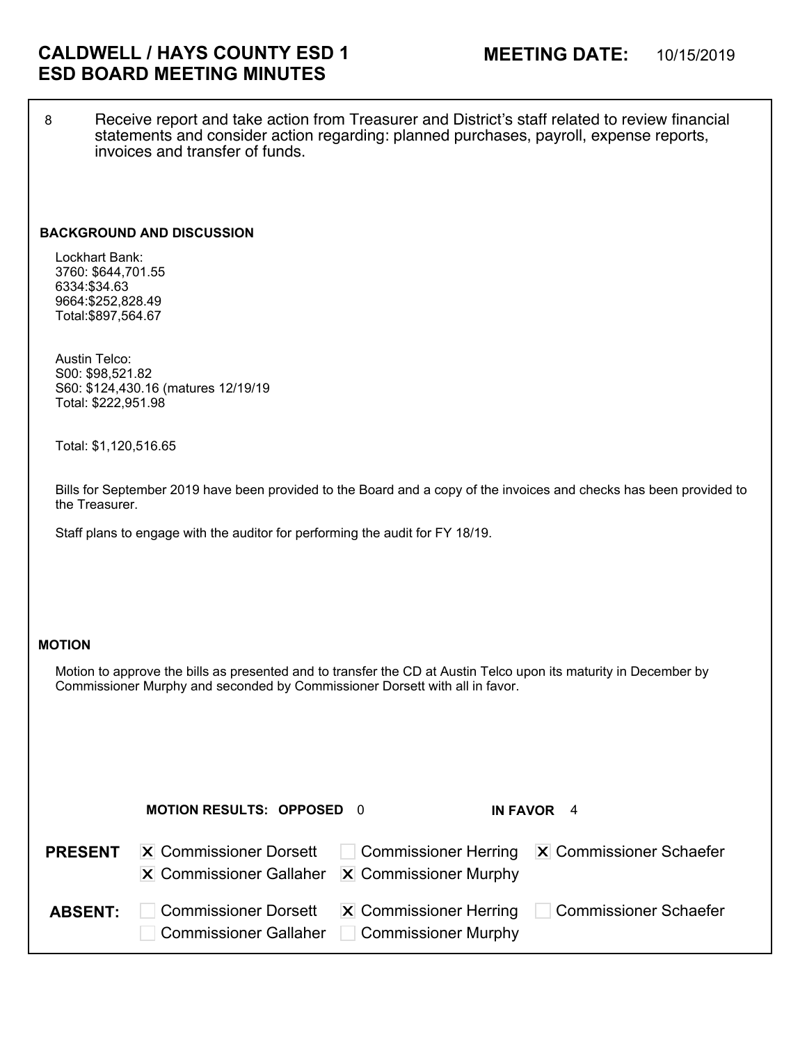# CALDWELL / HAYS COUNTY ESD 1
# ESD BOARD MEETING MINUTES

**MEETING DATE:** 10/15/2019

8 Receive report and take action from Treasurer and District's staff related to review financial statements and consider action regarding: planned purchases, payroll, expense reports, invoices and transfer of funds.

**BACKGROUND AND DISCUSSION**

Lockhart Bank:
3760: $644,701.55
6334:$34.63
9664:$252,828.49
Total:$897,564.67

Austin Telco:
S00: $98,521.82
S60: $124,430.16 (matures 12/19/19
Total: $222,951.98

Total: $1,120,516.65

Bills for September 2019 have been provided to the Board and a copy of the invoices and checks has been provided to the Treasurer.

Staff plans to engage with the auditor for performing the audit for FY 18/19.

**MOTION**

Motion to approve the bills as presented and to transfer the CD at Austin Telco upon its maturity in December by Commissioner Murphy and seconded by Commissioner Dorsett with all in favor.

**MOTION RESULTS: OPPOSED** 0 **IN FAVOR** 4

**PRESENT**
- [x] Commissioner Dorsett
- [ ] Commissioner Herring
- [x] Commissioner Schaefer
- [x] Commissioner Gallaher
- [x] Commissioner Murphy

**ABSENT:**
- [ ] Commissioner Dorsett
- [x] Commissioner Herring
- [ ] Commissioner Schaefer
- [ ] Commissioner Gallaher
- [ ] Commissioner Murphy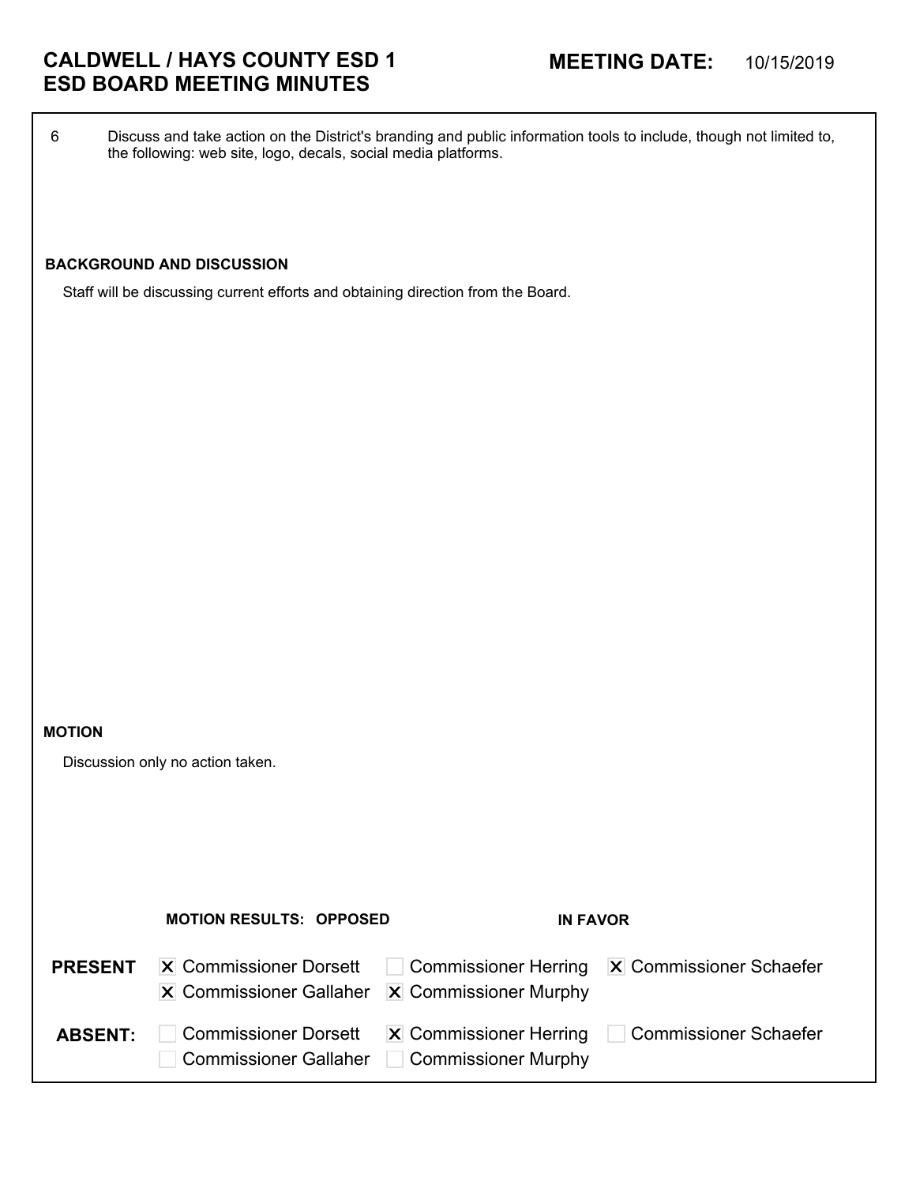# CALDWELL / HAYS COUNTY ESD 1
# ESD BOARD MEETING MINUTES

**MEETING DATE:** 10/15/2019

6 Discuss and take action on the District's branding and public information tools to include, though not limited to, the following: web site, logo, decals, social media platforms.

**BACKGROUND AND DISCUSSION**

Staff will be discussing current efforts and obtaining direction from the Board.

**MOTION**

Discussion only no action taken.

**MOTION RESULTS: OPPOSED** **IN FAVOR**

**PRESENT**
- [x] Commissioner Dorsett
- [x] Commissioner Gallaher
- [ ] Commissioner Herring
- [x] Commissioner Murphy
- [x] Commissioner Schaefer

**ABSENT:**
- [ ] Commissioner Dorsett
- [ ] Commissioner Gallaher
- [x] Commissioner Herring
- [ ] Commissioner Murphy
- [ ] Commissioner Schaefer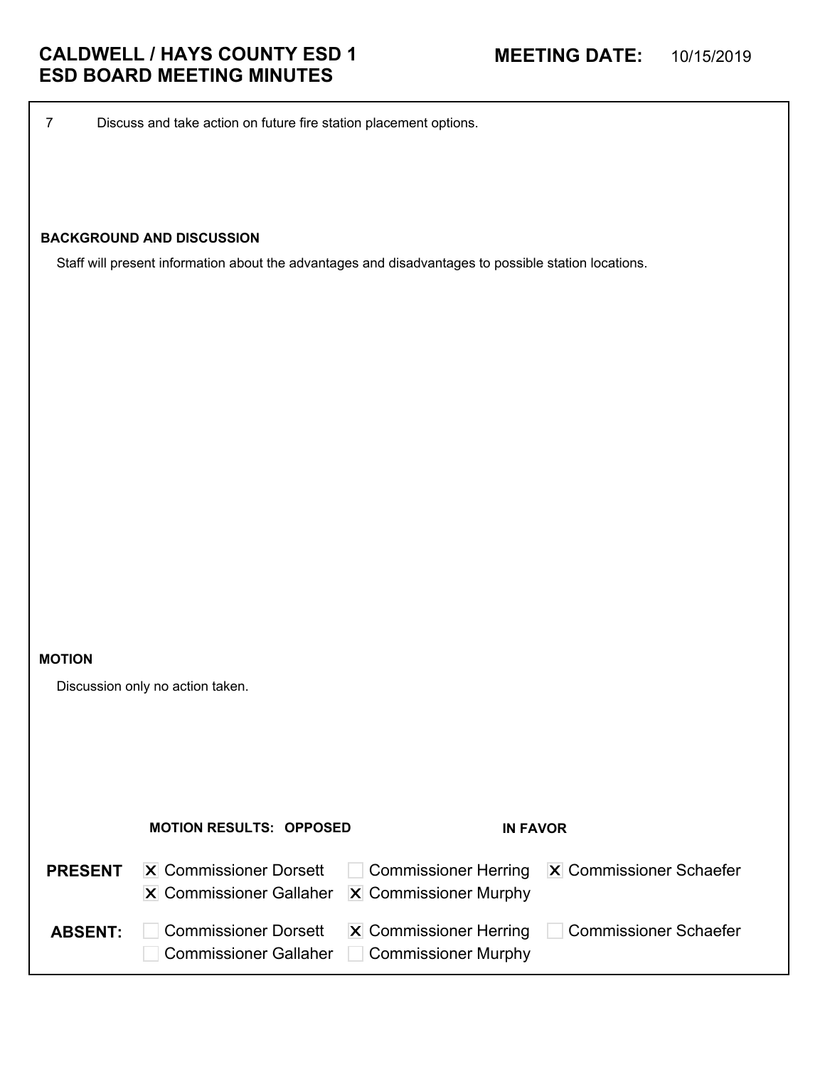# CALDWELL / HAYS COUNTY ESD 1
# ESD BOARD MEETING MINUTES

**MEETING DATE:** 10/15/2019

7 Discuss and take action on future fire station placement options.

**BACKGROUND AND DISCUSSION**

Staff will present information about the advantages and disadvantages to possible station locations.

**MOTION**

Discussion only no action taken.

**MOTION RESULTS: OPPOSED** **IN FAVOR**

| | | | |
|---|---|---|---|
| **PRESENT** | ☒ Commissioner Dorsett | ☐ Commissioner Herring | ☒ Commissioner Schaefer |
| | ☒ Commissioner Gallaher | ☒ Commissioner Murphy | |
| **ABSENT:** | ☐ Commissioner Dorsett | ☒ Commissioner Herring | ☐ Commissioner Schaefer |
| | ☐ Commissioner Gallaher | ☐ Commissioner Murphy | |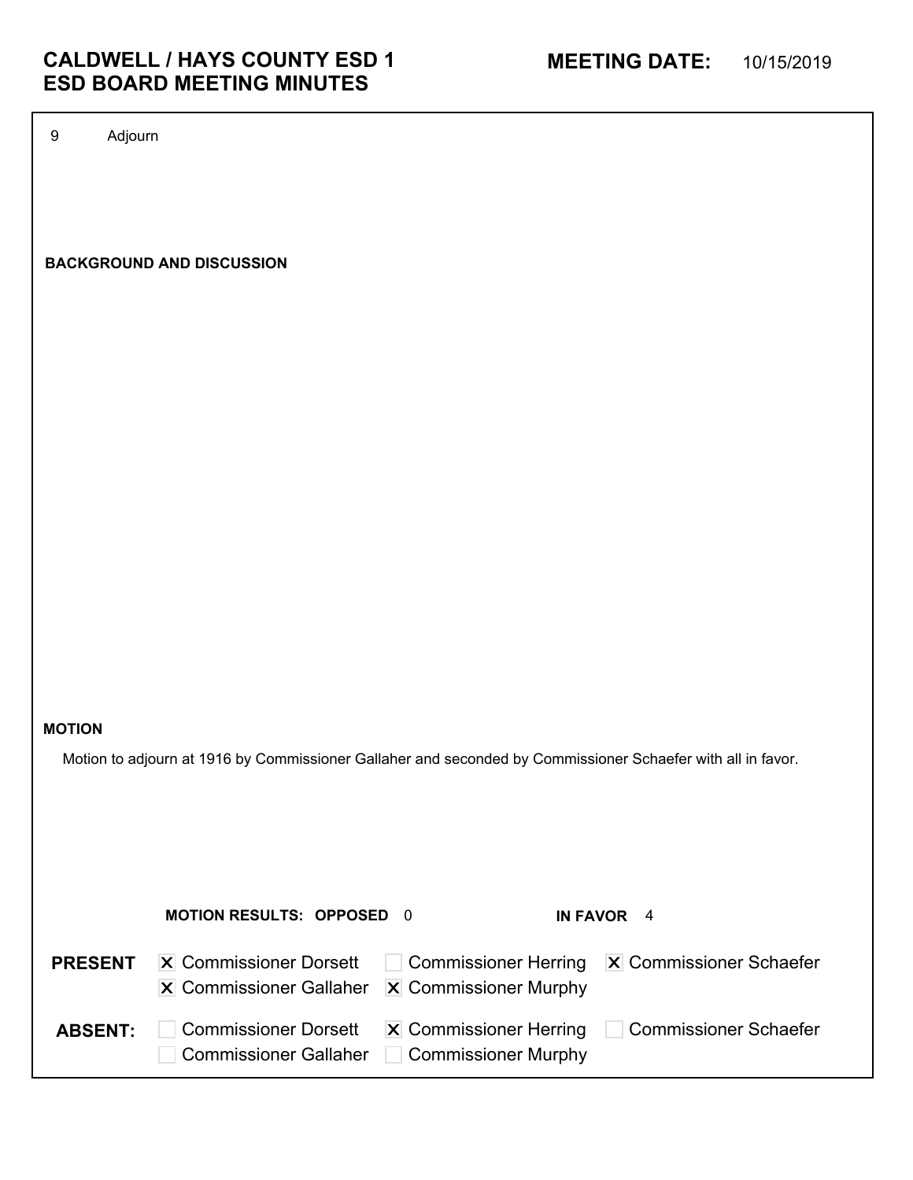9 Adjourn

**BACKGROUND AND DISCUSSION**

**MOTION**

Motion to adjourn at 1916 by Commissioner Gallaher and seconded by Commissioner Schaefer with all in favor.

**MOTION RESULTS: OPPOSED** 0 **IN FAVOR** 4

| | | | |
|---|---|---|---|
| **PRESENT** | ☒ Commissioner Dorsett | ☐ Commissioner Herring | ☒ Commissioner Schaefer |
| | ☒ Commissioner Gallaher | ☒ Commissioner Murphy | |
| **ABSENT:** | ☐ Commissioner Dorsett | ☒ Commissioner Herring | ☐ Commissioner Schaefer |
| | ☐ Commissioner Gallaher | ☐ Commissioner Murphy | |